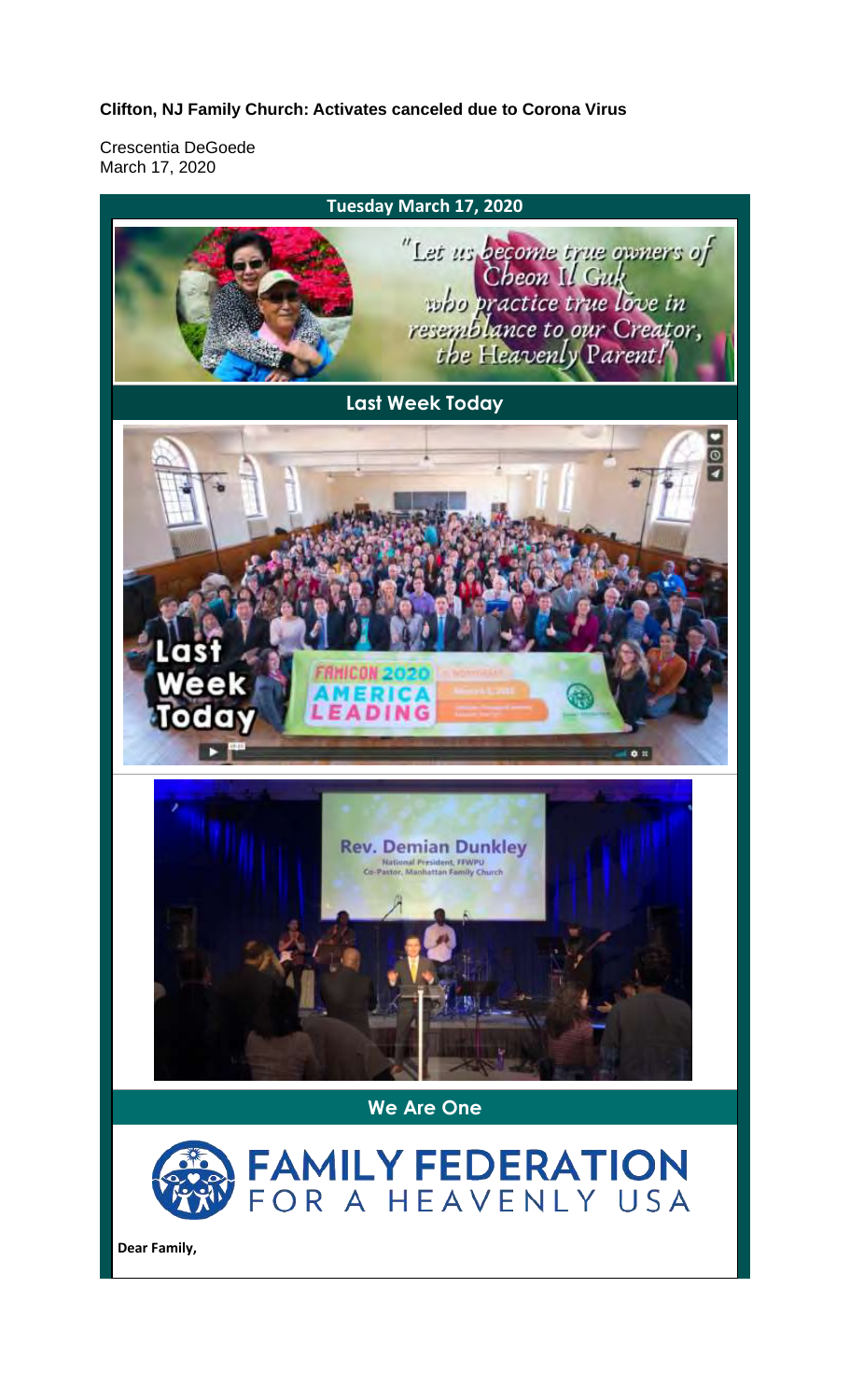**Clifton, NJ Family Church: Activates canceled due to Corona Virus**

Crescentia DeGoede
March 17, 2020

**Tuesday March 17, 2020**

"Let us become true owners of Cheon Il Guk who practice true love in resemblance to our Creator, the Heavenly Parent!"

**Last Week Today**

**We Are One**

**Dear Family,**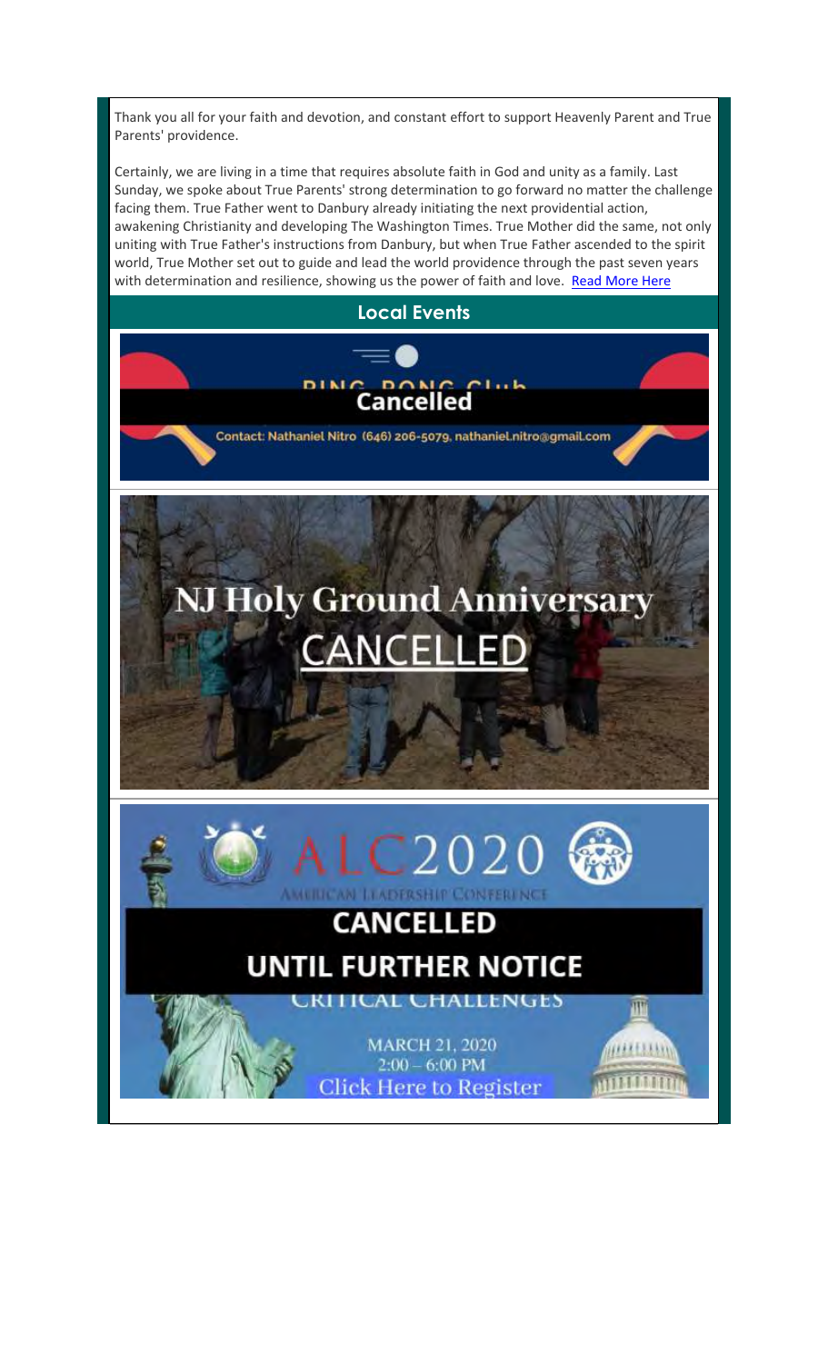Thank you all for your faith and devotion, and constant effort to support Heavenly Parent and True Parents' providence.

Certainly, we are living in a time that requires absolute faith in God and unity as a family. Last Sunday, we spoke about True Parents' strong determination to go forward no matter the challenge facing them. True Father went to Danbury already initiating the next providential action, awakening Christianity and developing The Washington Times. True Mother did the same, not only uniting with True Father's instructions from Danbury, but when True Father ascended to the spirit world, True Mother set out to guide and lead the world providence through the past seven years with determination and resilience, showing us the power of faith and love. Read More Here

## Local Events

PING PONG Club

**Cancelled**

Contact: Nathaniel Nitro (646) 206-5079, nathaniel.nitro@gmail.com

**NJ Holy Ground Anniversary**

**CANCELLED**

ALC2020

AMERICAN LEADERSHIP CONFERENCE

**CANCELLED**

**UNTIL FURTHER NOTICE**

CRITICAL CHALLENGES

MARCH 21, 2020

2:00 – 6:00 PM

Click Here to Register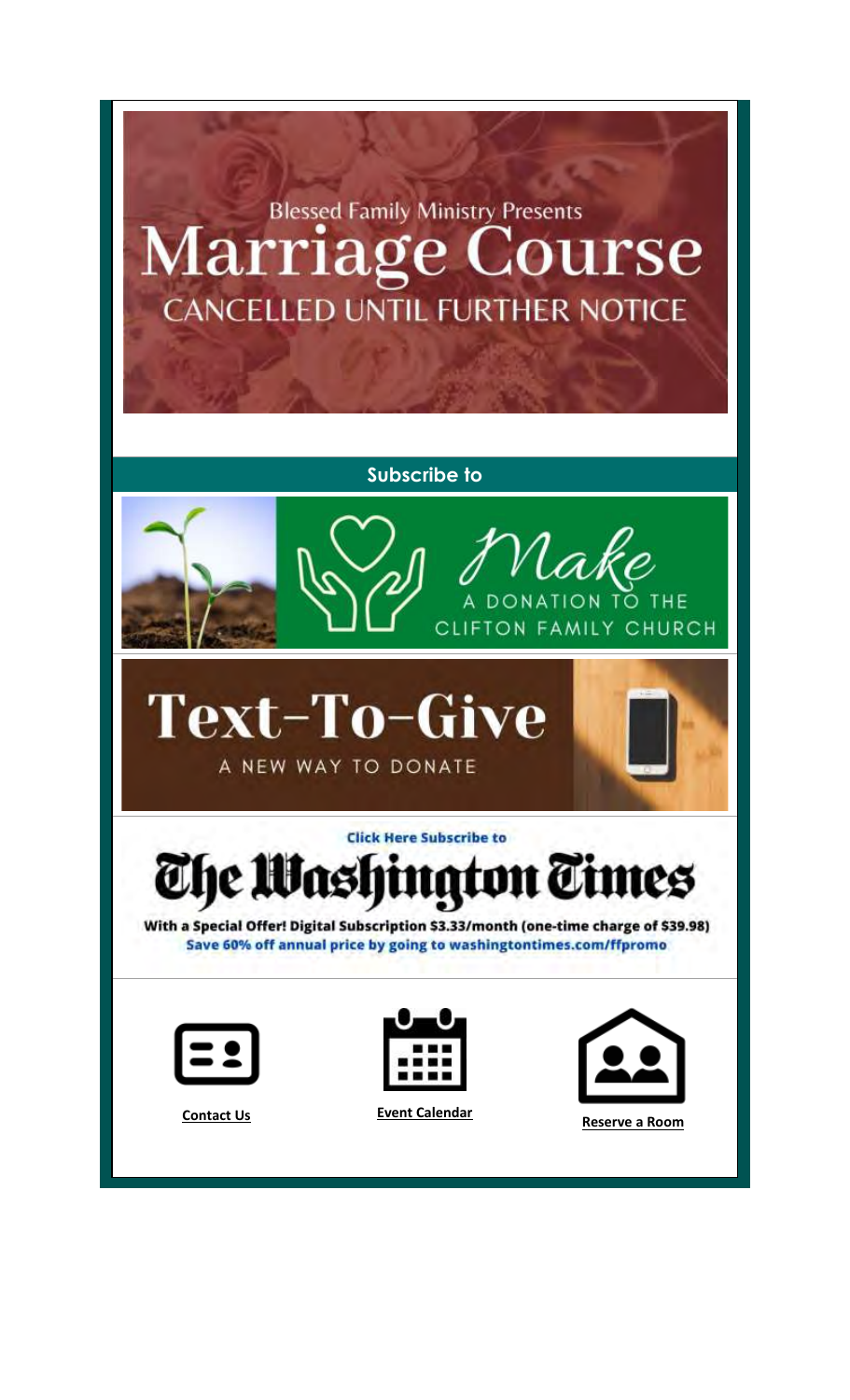Blessed Family Ministry Presents

# Marriage Course

CANCELLED UNTIL FURTHER NOTICE

**Subscribe to**

*Make* A DONATION TO THE CLIFTON FAMILY CHURCH

# Text-To-Give

A NEW WAY TO DONATE

**Click Here Subscribe to**

# The Washington Times

**With a Special Offer! Digital Subscription $3.33/month (one-time charge of $39.98)**

**Save 60% off annual price by going to washingtontimes.com/ffpromo**

**Contact Us**

**Event Calendar**

**Reserve a Room**